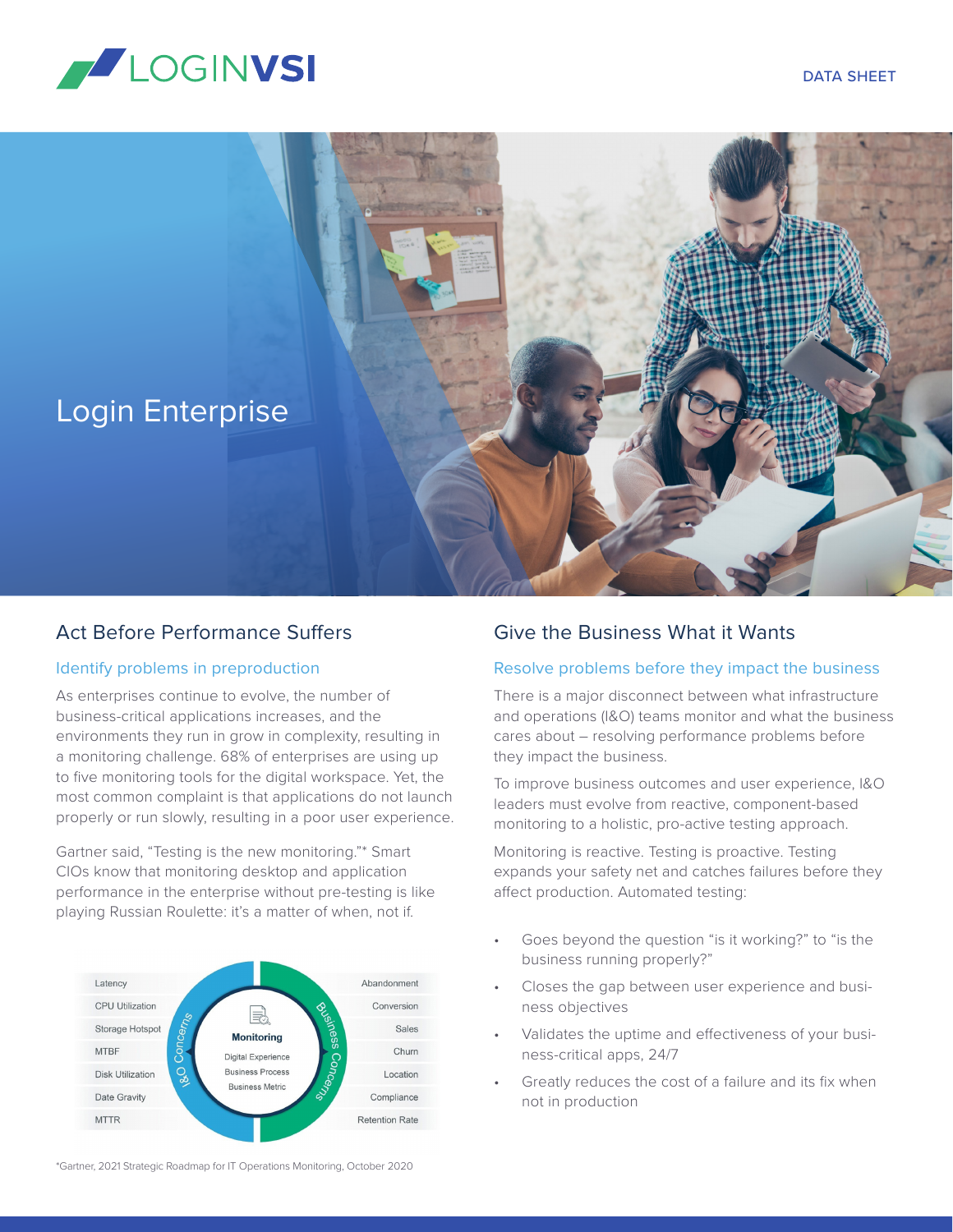# Login Enterprise

DATA SHEET

## Act Before Performance Suffers

### Identify problems in preproduction

As enterprises continue to evolve, the number of business-critical applications increases, and the environments they run in grow in complexity, resulting in a monitoring challenge. 68% of enterprises are using up to five monitoring tools for the digital workspace. Yet, the most common complaint is that applications do not launch properly or run slowly, resulting in a poor user experience.

Gartner said, "Testing is the new monitoring."* Smart CIOs know that monitoring desktop and application performance in the enterprise without pre-testing is like playing Russian Roulette: it's a matter of when, not if.

| I&O Concerns | Monitoring | Business Concerns |
| --- | --- | --- |
| Latency | Digital Experience | Abandonment |
| CPU Utilization | Business Process | Conversion |
| Storage Hotspot | Business Metric | Sales |
| MTBF | | Churn |
| Disk Utilization | | Location |
| Date Gravity | | Compliance |
| MTTR | | Retention Rate |

*Gartner, 2021 Strategic Roadmap for IT Operations Monitoring, October 2020

## Give the Business What it Wants

### Resolve problems before they impact the business

There is a major disconnect between what infrastructure and operations (I&O) teams monitor and what the business cares about – resolving performance problems before they impact the business.

To improve business outcomes and user experience, I&O leaders must evolve from reactive, component-based monitoring to a holistic, pro-active testing approach.

Monitoring is reactive. Testing is proactive. Testing expands your safety net and catches failures before they affect production. Automated testing:

- Goes beyond the question "is it working?" to "is the business running properly?"
- Closes the gap between user experience and business objectives
- Validates the uptime and effectiveness of your business-critical apps, 24/7
- Greatly reduces the cost of a failure and its fix when not in production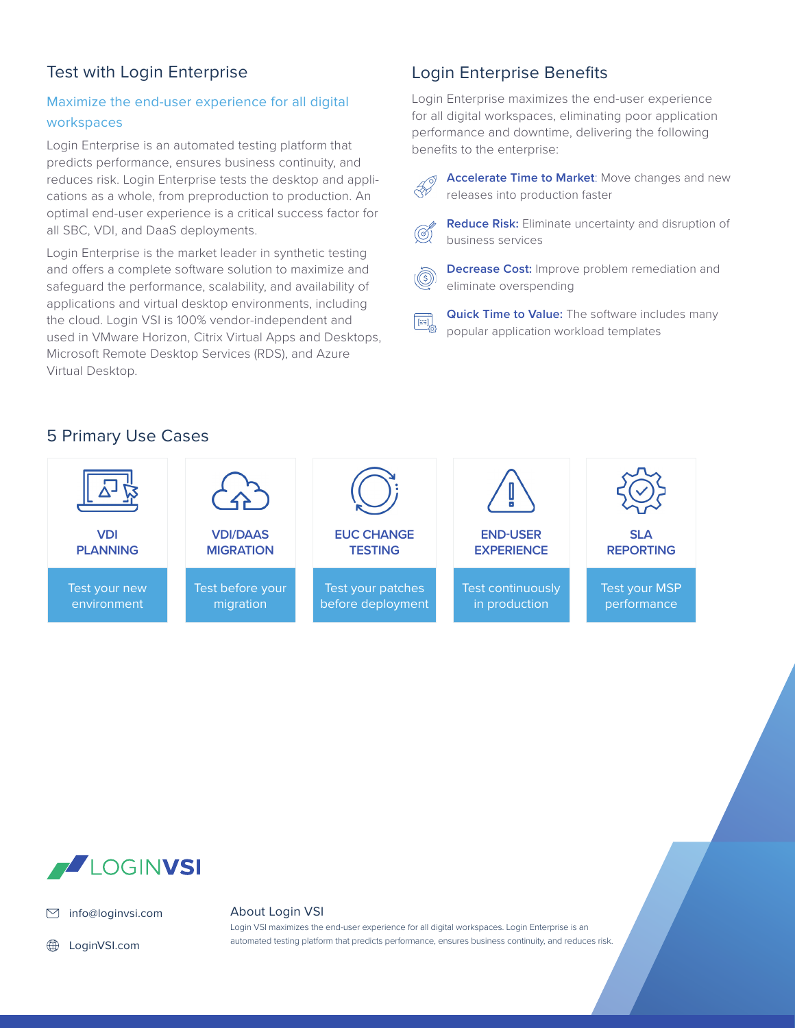## Test with Login Enterprise

### Maximize the end-user experience for all digital workspaces

Login Enterprise is an automated testing platform that predicts performance, ensures business continuity, and reduces risk. Login Enterprise tests the desktop and applications as a whole, from preproduction to production. An optimal end-user experience is a critical success factor for all SBC, VDI, and DaaS deployments.

Login Enterprise is the market leader in synthetic testing and offers a complete software solution to maximize and safeguard the performance, scalability, and availability of applications and virtual desktop environments, including the cloud. Login VSI is 100% vendor-independent and used in VMware Horizon, Citrix Virtual Apps and Desktops, Microsoft Remote Desktop Services (RDS), and Azure Virtual Desktop.

## Login Enterprise Benefits

Login Enterprise maximizes the end-user experience for all digital workspaces, eliminating poor application performance and downtime, delivering the following benefits to the enterprise:

- **Accelerate Time to Market**: Move changes and new releases into production faster
- **Reduce Risk:** Eliminate uncertainty and disruption of business services
- **Decrease Cost:** Improve problem remediation and eliminate overspending
- **Quick Time to Value:** The software includes many popular application workload templates

## 5 Primary Use Cases

| VDI PLANNING | VDI/DAAS MIGRATION | EUC CHANGE TESTING | END-USER EXPERIENCE | SLA REPORTING |
|---|---|---|---|---|
| Test your new environment | Test before your migration | Test your patches before deployment | Test continuously in production | Test your MSP performance |

LOGINVSI

info@loginvsi.com

LoginVSI.com

### About Login VSI

Login VSI maximizes the end-user experience for all digital workspaces. Login Enterprise is an automated testing platform that predicts performance, ensures business continuity, and reduces risk.